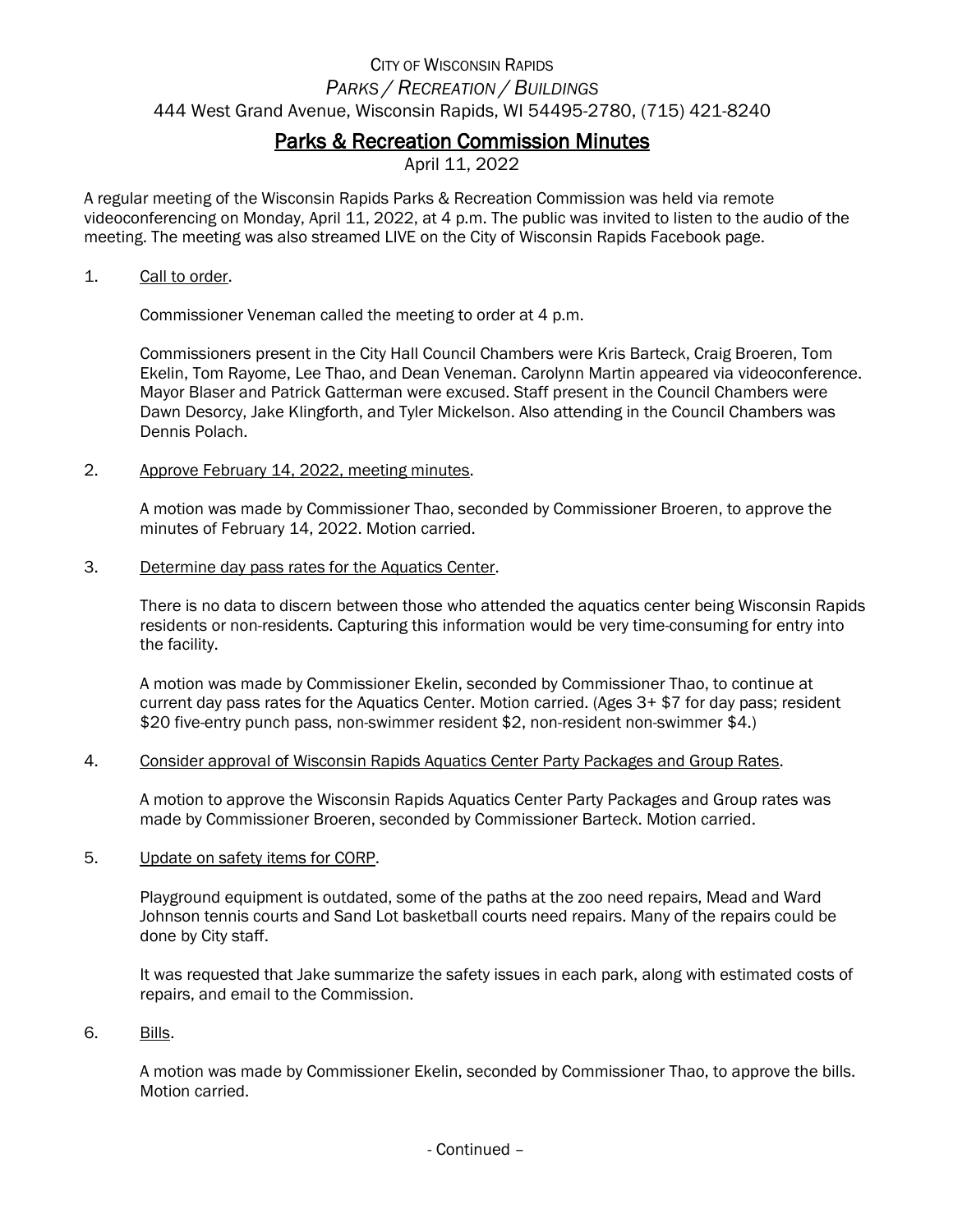City of Wisconsin Rapids

*Parks / Recreation / Buildings*

444 West Grand Avenue, Wisconsin Rapids, WI 54495-2780, (715) 421-8240

# Parks & Recreation Commission Minutes

April 11, 2022

A regular meeting of the Wisconsin Rapids Parks & Recreation Commission was held via remote videoconferencing on Monday, April 11, 2022, at 4 p.m. The public was invited to listen to the audio of the meeting. The meeting was also streamed LIVE on the City of Wisconsin Rapids Facebook page.

1. Call to order.

   Commissioner Veneman called the meeting to order at 4 p.m.

   Commissioners present in the City Hall Council Chambers were Kris Barteck, Craig Broeren, Tom Ekelin, Tom Rayome, Lee Thao, and Dean Veneman. Carolynn Martin appeared via videoconference. Mayor Blaser and Patrick Gatterman were excused. Staff present in the Council Chambers were Dawn Desorcy, Jake Klingforth, and Tyler Mickelson. Also attending in the Council Chambers was Dennis Polach.

2. Approve February 14, 2022, meeting minutes.

   A motion was made by Commissioner Thao, seconded by Commissioner Broeren, to approve the minutes of February 14, 2022. Motion carried.

3. Determine day pass rates for the Aquatics Center.

   There is no data to discern between those who attended the aquatics center being Wisconsin Rapids residents or non-residents. Capturing this information would be very time-consuming for entry into the facility.

   A motion was made by Commissioner Ekelin, seconded by Commissioner Thao, to continue at current day pass rates for the Aquatics Center. Motion carried. (Ages 3+ $7 for day pass; resident $20 five-entry punch pass, non-swimmer resident $2, non-resident non-swimmer $4.)

4. Consider approval of Wisconsin Rapids Aquatics Center Party Packages and Group Rates.

   A motion to approve the Wisconsin Rapids Aquatics Center Party Packages and Group rates was made by Commissioner Broeren, seconded by Commissioner Barteck. Motion carried.

5. Update on safety items for CORP.

   Playground equipment is outdated, some of the paths at the zoo need repairs, Mead and Ward Johnson tennis courts and Sand Lot basketball courts need repairs. Many of the repairs could be done by City staff.

   It was requested that Jake summarize the safety issues in each park, along with estimated costs of repairs, and email to the Commission.

6. Bills.

   A motion was made by Commissioner Ekelin, seconded by Commissioner Thao, to approve the bills. Motion carried.

- Continued –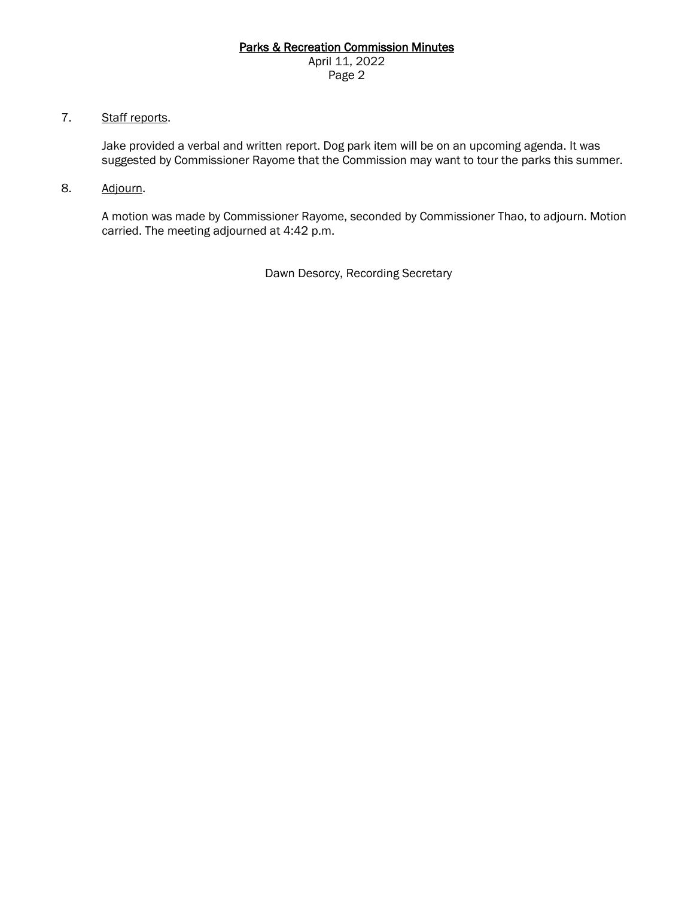7. Staff reports.

   Jake provided a verbal and written report. Dog park item will be on an upcoming agenda. It was suggested by Commissioner Rayome that the Commission may want to tour the parks this summer.

8. Adjourn.

   A motion was made by Commissioner Rayome, seconded by Commissioner Thao, to adjourn. Motion carried. The meeting adjourned at 4:42 p.m.

Dawn Desorcy, Recording Secretary